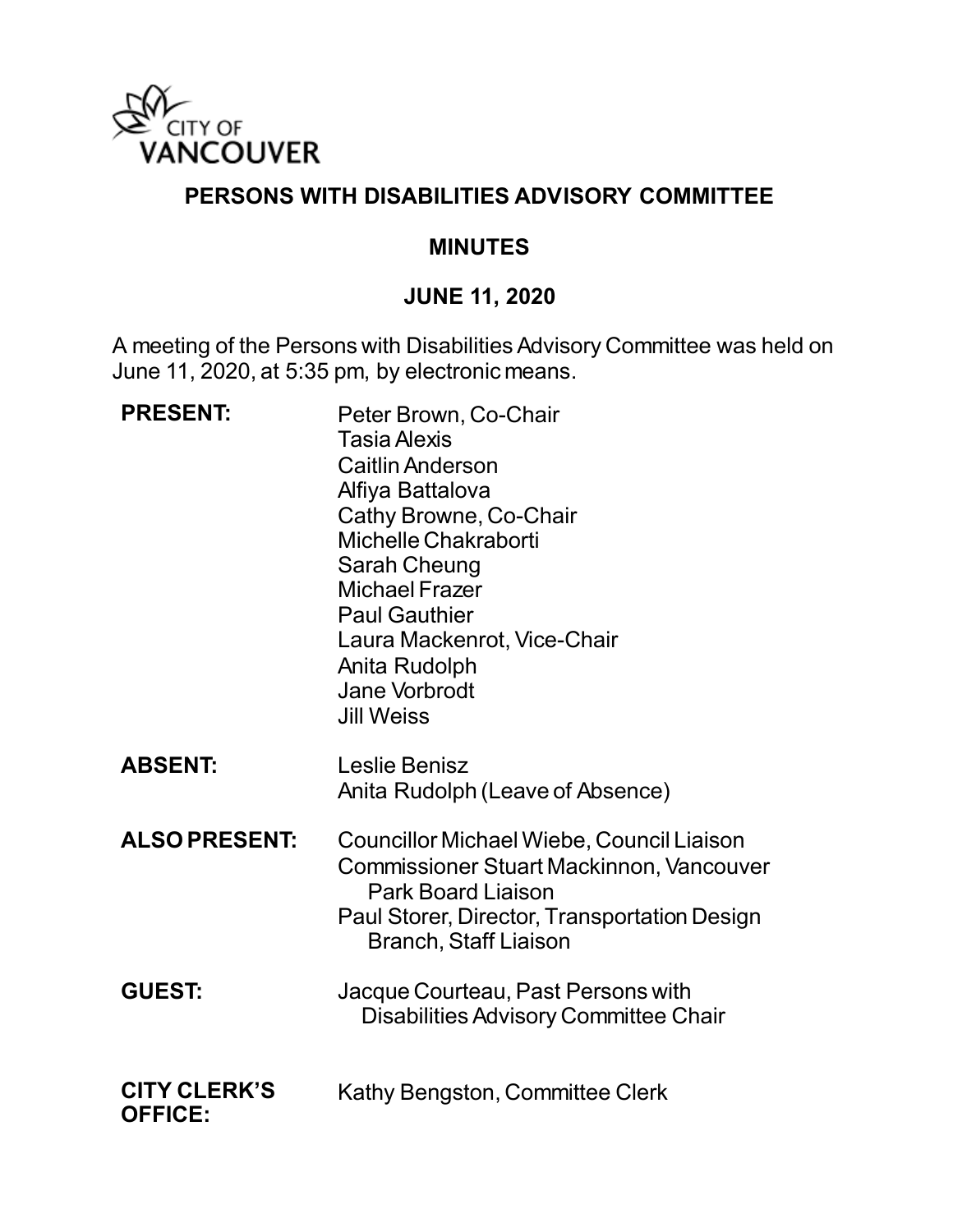CITY OF VANCOUVER

# PERSONS WITH DISABILITIES ADVISORY COMMITTEE

## MINUTES

## JUNE 11, 2020

A meeting of the Persons with Disabilities Advisory Committee was held on June 11, 2020, at 5:35 pm, by electronic means.

**PRESENT:**
Peter Brown, Co-Chair
Tasia Alexis
Caitlin Anderson
Alfiya Battalova
Cathy Browne, Co-Chair
Michelle Chakraborti
Sarah Cheung
Michael Frazer
Paul Gauthier
Laura Mackenrot, Vice-Chair
Anita Rudolph
Jane Vorbrodt
Jill Weiss

**ABSENT:**
Leslie Benisz
Anita Rudolph (Leave of Absence)

**ALSO PRESENT:**
Councillor Michael Wiebe, Council Liaison
Commissioner Stuart Mackinnon, Vancouver Park Board Liaison
Paul Storer, Director, Transportation Design Branch, Staff Liaison

**GUEST:**
Jacque Courteau, Past Persons with Disabilities Advisory Committee Chair

**CITY CLERK'S OFFICE:**
Kathy Bengston, Committee Clerk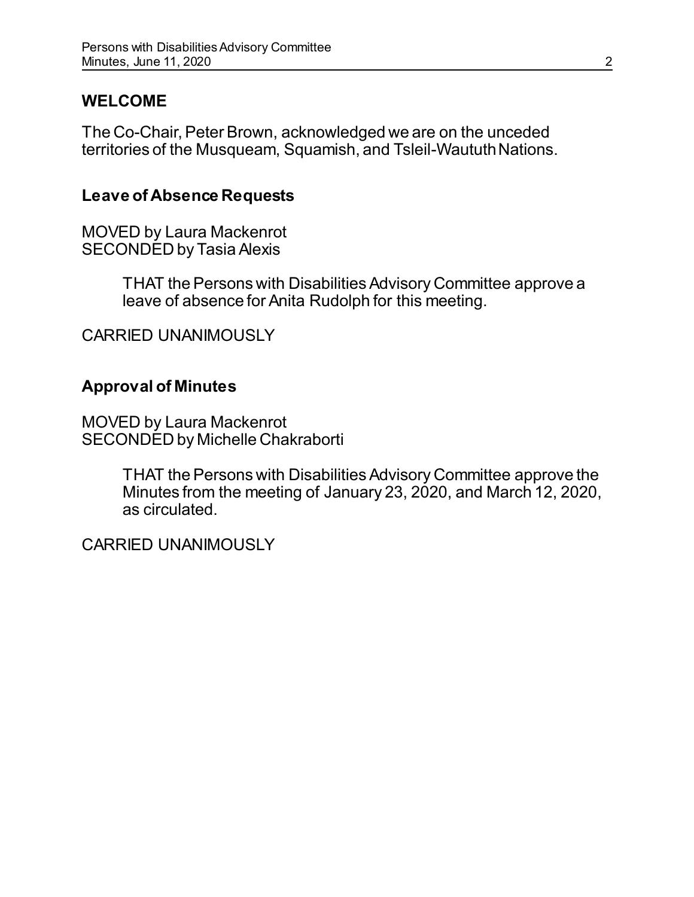## WELCOME

The Co-Chair, Peter Brown, acknowledged we are on the unceded territories of the Musqueam, Squamish, and Tsleil-Waututh Nations.

### Leave of Absence Requests

MOVED by Laura Mackenrot
SECONDED by Tasia Alexis

> THAT the Persons with Disabilities Advisory Committee approve a leave of absence for Anita Rudolph for this meeting.

CARRIED UNANIMOUSLY

### Approval of Minutes

MOVED by Laura Mackenrot
SECONDED by Michelle Chakraborti

> THAT the Persons with Disabilities Advisory Committee approve the Minutes from the meeting of January 23, 2020, and March 12, 2020, as circulated.

CARRIED UNANIMOUSLY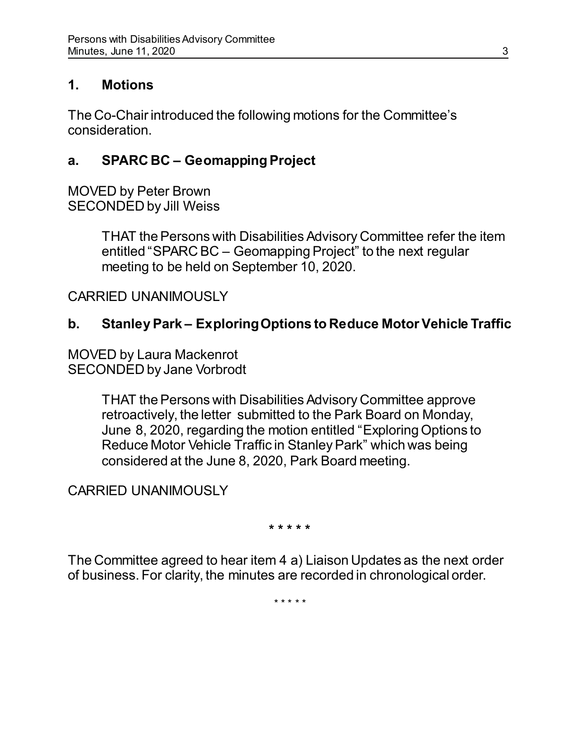## 1. Motions

The Co-Chair introduced the following motions for the Committee's consideration.

### a. SPARC BC – Geomapping Project

MOVED by Peter Brown
SECONDED by Jill Weiss

> THAT the Persons with Disabilities Advisory Committee refer the item entitled "SPARC BC – Geomapping Project" to the next regular meeting to be held on September 10, 2020.

CARRIED UNANIMOUSLY

### b. Stanley Park – Exploring Options to Reduce Motor Vehicle Traffic

MOVED by Laura Mackenrot
SECONDED by Jane Vorbrodt

> THAT the Persons with Disabilities Advisory Committee approve retroactively, the letter submitted to the Park Board on Monday, June 8, 2020, regarding the motion entitled "Exploring Options to Reduce Motor Vehicle Traffic in Stanley Park" which was being considered at the June 8, 2020, Park Board meeting.

CARRIED UNANIMOUSLY

\* \* \* \* \*

The Committee agreed to hear item 4 a) Liaison Updates as the next order of business. For clarity, the minutes are recorded in chronological order.

\* \* \* \* \*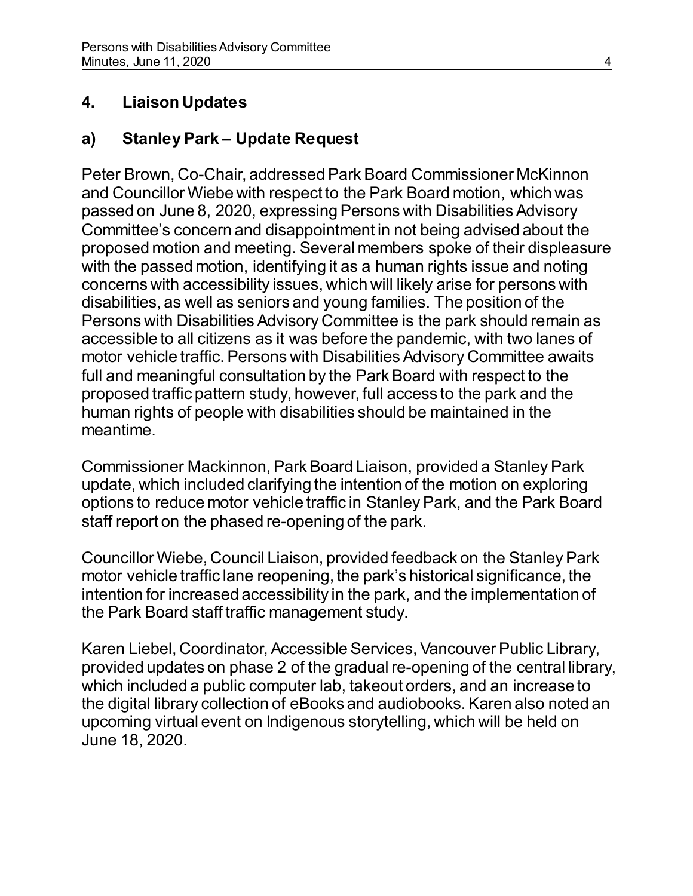## 4. Liaison Updates

### a) Stanley Park – Update Request

Peter Brown, Co-Chair, addressed Park Board Commissioner McKinnon and Councillor Wiebe with respect to the Park Board motion, which was passed on June 8, 2020, expressing Persons with Disabilities Advisory Committee's concern and disappointment in not being advised about the proposed motion and meeting. Several members spoke of their displeasure with the passed motion, identifying it as a human rights issue and noting concerns with accessibility issues, which will likely arise for persons with disabilities, as well as seniors and young families. The position of the Persons with Disabilities Advisory Committee is the park should remain as accessible to all citizens as it was before the pandemic, with two lanes of motor vehicle traffic. Persons with Disabilities Advisory Committee awaits full and meaningful consultation by the Park Board with respect to the proposed traffic pattern study, however, full access to the park and the human rights of people with disabilities should be maintained in the meantime.

Commissioner Mackinnon, Park Board Liaison, provided a Stanley Park update, which included clarifying the intention of the motion on exploring options to reduce motor vehicle traffic in Stanley Park, and the Park Board staff report on the phased re-opening of the park.

Councillor Wiebe, Council Liaison, provided feedback on the Stanley Park motor vehicle traffic lane reopening, the park's historical significance, the intention for increased accessibility in the park, and the implementation of the Park Board staff traffic management study.

Karen Liebel, Coordinator, Accessible Services, Vancouver Public Library, provided updates on phase 2 of the gradual re-opening of the central library, which included a public computer lab, takeout orders, and an increase to the digital library collection of eBooks and audiobooks. Karen also noted an upcoming virtual event on Indigenous storytelling, which will be held on June 18, 2020.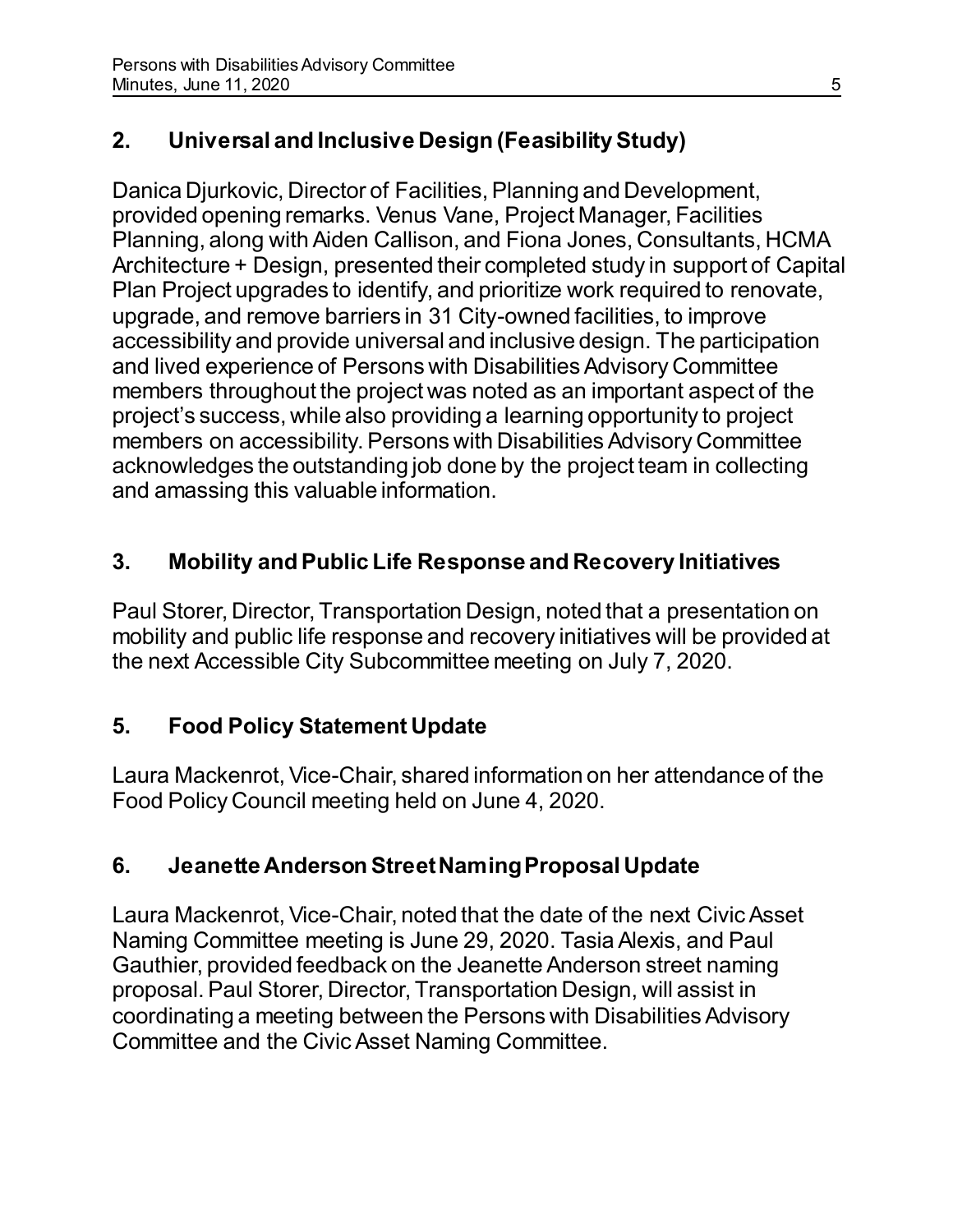## 2. Universal and Inclusive Design (Feasibility Study)

Danica Djurkovic, Director of Facilities, Planning and Development, provided opening remarks. Venus Vane, Project Manager, Facilities Planning, along with Aiden Callison, and Fiona Jones, Consultants, HCMA Architecture + Design, presented their completed study in support of Capital Plan Project upgrades to identify, and prioritize work required to renovate, upgrade, and remove barriers in 31 City-owned facilities, to improve accessibility and provide universal and inclusive design. The participation and lived experience of Persons with Disabilities Advisory Committee members throughout the project was noted as an important aspect of the project's success, while also providing a learning opportunity to project members on accessibility. Persons with Disabilities Advisory Committee acknowledges the outstanding job done by the project team in collecting and amassing this valuable information.

## 3. Mobility and Public Life Response and Recovery Initiatives

Paul Storer, Director, Transportation Design, noted that a presentation on mobility and public life response and recovery initiatives will be provided at the next Accessible City Subcommittee meeting on July 7, 2020.

## 5. Food Policy Statement Update

Laura Mackenrot, Vice-Chair, shared information on her attendance of the Food Policy Council meeting held on June 4, 2020.

## 6. Jeanette Anderson Street Naming Proposal Update

Laura Mackenrot, Vice-Chair, noted that the date of the next Civic Asset Naming Committee meeting is June 29, 2020. Tasia Alexis, and Paul Gauthier, provided feedback on the Jeanette Anderson street naming proposal. Paul Storer, Director, Transportation Design, will assist in coordinating a meeting between the Persons with Disabilities Advisory Committee and the Civic Asset Naming Committee.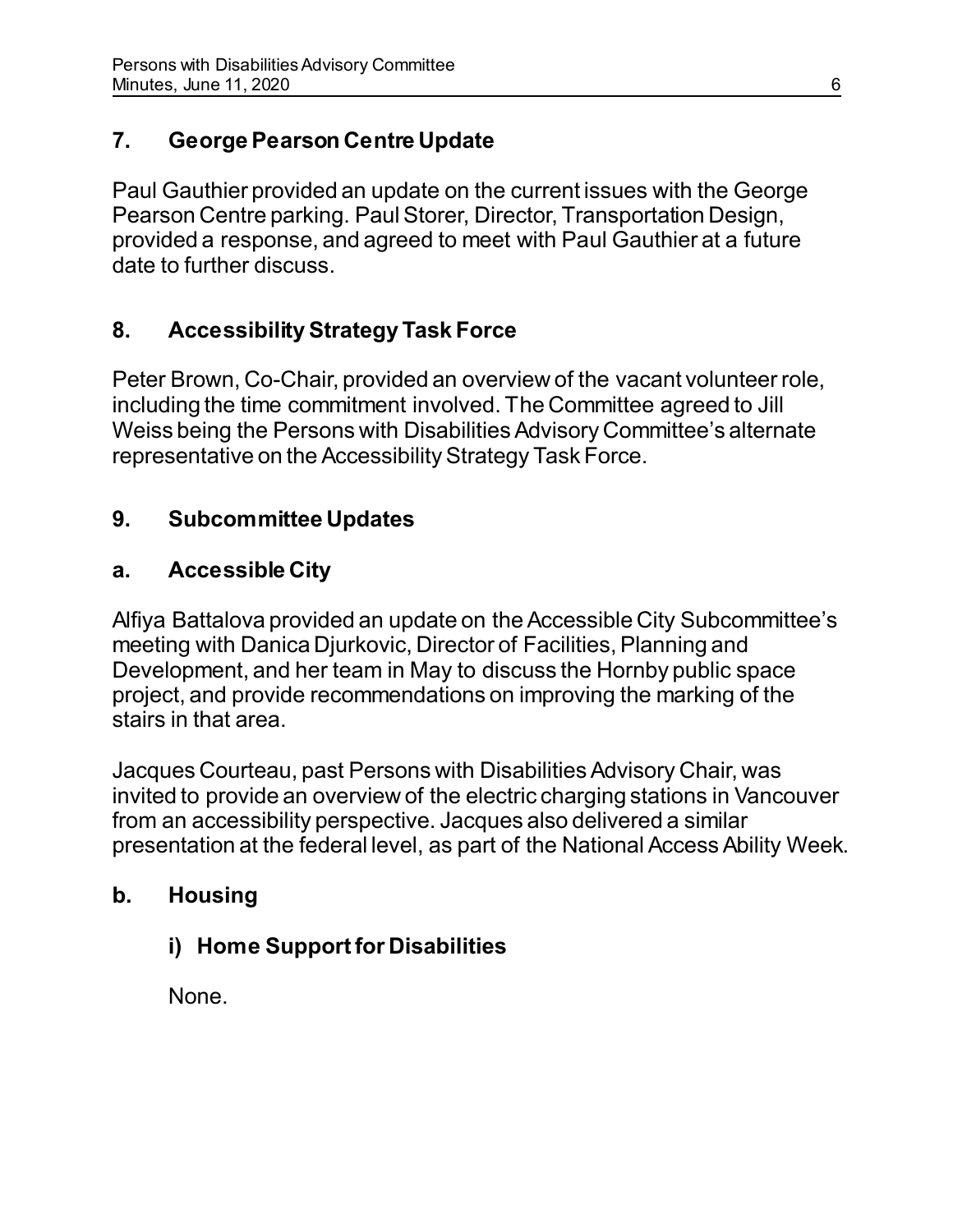## 7. George Pearson Centre Update

Paul Gauthier provided an update on the current issues with the George Pearson Centre parking. Paul Storer, Director, Transportation Design, provided a response, and agreed to meet with Paul Gauthier at a future date to further discuss.

## 8. Accessibility Strategy Task Force

Peter Brown, Co-Chair, provided an overview of the vacant volunteer role, including the time commitment involved. The Committee agreed to Jill Weiss being the Persons with Disabilities Advisory Committee's alternate representative on the Accessibility Strategy Task Force.

## 9. Subcommittee Updates

### a. Accessible City

Alfiya Battalova provided an update on the Accessible City Subcommittee's meeting with Danica Djurkovic, Director of Facilities, Planning and Development, and her team in May to discuss the Hornby public space project, and provide recommendations on improving the marking of the stairs in that area.

Jacques Courteau, past Persons with Disabilities Advisory Chair, was invited to provide an overview of the electric charging stations in Vancouver from an accessibility perspective. Jacques also delivered a similar presentation at the federal level, as part of the National Access Ability Week.

### b. Housing

#### i) Home Support for Disabilities

None.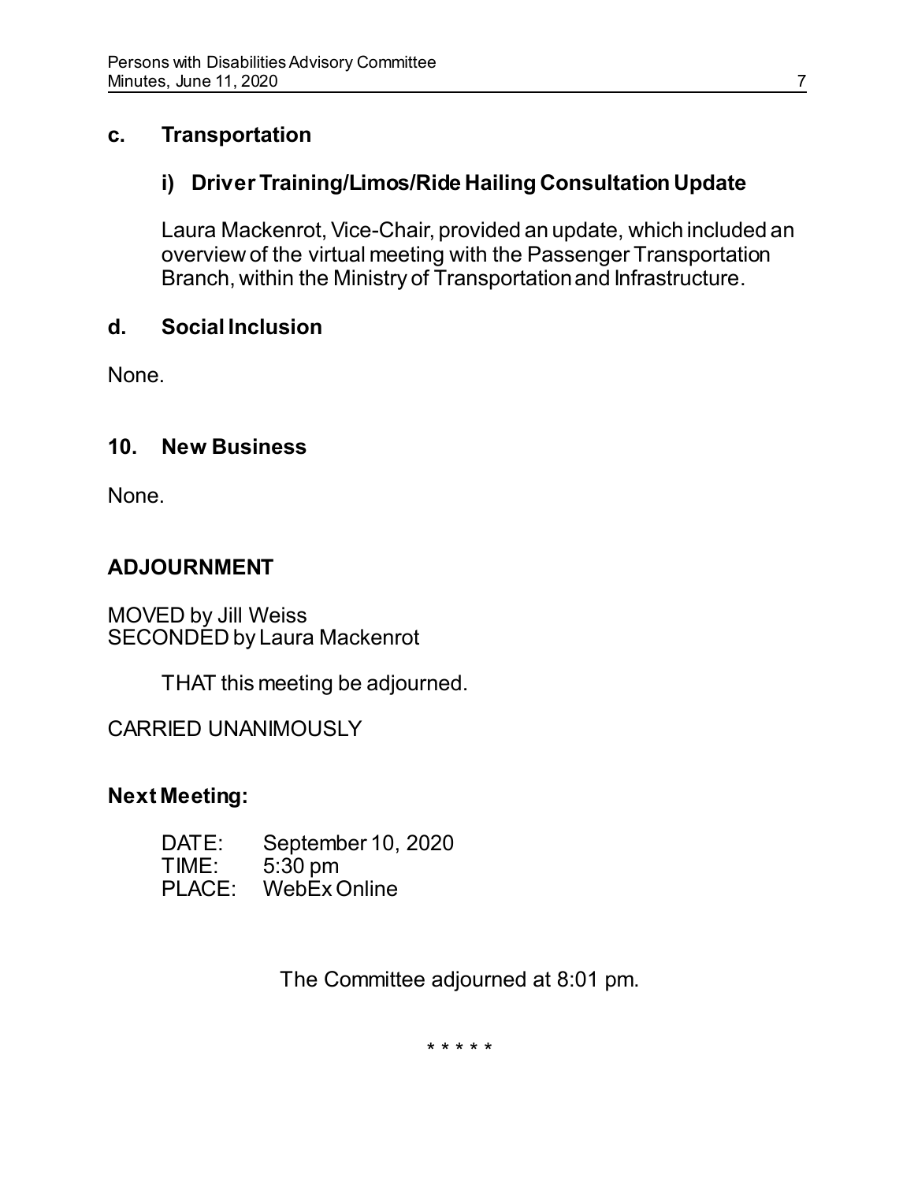### c. Transportation

#### i) Driver Training/Limos/Ride Hailing Consultation Update

Laura Mackenrot, Vice-Chair, provided an update, which included an overview of the virtual meeting with the Passenger Transportation Branch, within the Ministry of Transportation and Infrastructure.

### d. Social Inclusion

None.

## 10. New Business

None.

## ADJOURNMENT

MOVED by Jill Weiss
SECONDED by Laura Mackenrot

THAT this meeting be adjourned.

CARRIED UNANIMOUSLY

**Next Meeting:**

DATE: September 10, 2020
TIME: 5:30 pm
PLACE: WebEx Online

The Committee adjourned at 8:01 pm.

* * * * *